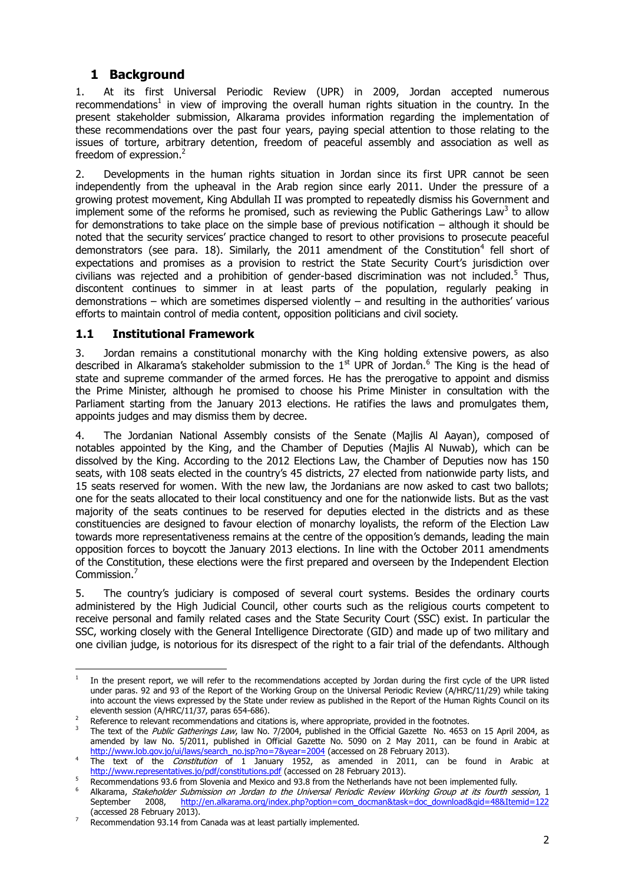# 1 Background

1. At its first Universal Periodic Review (UPR) in 2009, Jordan accepted numerous recommendations[1] in view of improving the overall human rights situation in the country. In the present stakeholder submission, Alkarama provides information regarding the implementation of these recommendations over the past four years, paying special attention to those relating to the issues of torture, arbitrary detention, freedom of peaceful assembly and association as well as freedom of expression.[2]

2. Developments in the human rights situation in Jordan since its first UPR cannot be seen independently from the upheaval in the Arab region since early 2011. Under the pressure of a growing protest movement, King Abdullah II was prompted to repeatedly dismiss his Government and implement some of the reforms he promised, such as reviewing the Public Gatherings Law[3] to allow for demonstrations to take place on the simple base of previous notification – although it should be noted that the security services' practice changed to resort to other provisions to prosecute peaceful demonstrators (see para. 18). Similarly, the 2011 amendment of the Constitution[4] fell short of expectations and promises as a provision to restrict the State Security Court's jurisdiction over civilians was rejected and a prohibition of gender-based discrimination was not included.[5] Thus, discontent continues to simmer in at least parts of the population, regularly peaking in demonstrations – which are sometimes dispersed violently – and resulting in the authorities' various efforts to maintain control of media content, opposition politicians and civil society.

## 1.1 Institutional Framework

3. Jordan remains a constitutional monarchy with the King holding extensive powers, as also described in Alkarama's stakeholder submission to the 1st UPR of Jordan.[6] The King is the head of state and supreme commander of the armed forces. He has the prerogative to appoint and dismiss the Prime Minister, although he promised to choose his Prime Minister in consultation with the Parliament starting from the January 2013 elections. He ratifies the laws and promulgates them, appoints judges and may dismiss them by decree.

4. The Jordanian National Assembly consists of the Senate (Majlis Al Aayan), composed of notables appointed by the King, and the Chamber of Deputies (Majlis Al Nuwab), which can be dissolved by the King. According to the 2012 Elections Law, the Chamber of Deputies now has 150 seats, with 108 seats elected in the country's 45 districts, 27 elected from nationwide party lists, and 15 seats reserved for women. With the new law, the Jordanians are now asked to cast two ballots; one for the seats allocated to their local constituency and one for the nationwide lists. But as the vast majority of the seats continues to be reserved for deputies elected in the districts and as these constituencies are designed to favour election of monarchy loyalists, the reform of the Election Law towards more representativeness remains at the centre of the opposition's demands, leading the main opposition forces to boycott the January 2013 elections. In line with the October 2011 amendments of the Constitution, these elections were the first prepared and overseen by the Independent Election Commission.[7]

5. The country's judiciary is composed of several court systems. Besides the ordinary courts administered by the High Judicial Council, other courts such as the religious courts competent to receive personal and family related cases and the State Security Court (SSC) exist. In particular the SSC, working closely with the General Intelligence Directorate (GID) and made up of two military and one civilian judge, is notorious for its disrespect of the right to a fair trial of the defendants. Although

---

[1] In the present report, we will refer to the recommendations accepted by Jordan during the first cycle of the UPR listed under paras. 92 and 93 of the Report of the Working Group on the Universal Periodic Review (A/HRC/11/29) while taking into account the views expressed by the State under review as published in the Report of the Human Rights Council on its eleventh session (A/HRC/11/37, paras 654-686).

[2] Reference to relevant recommendations and citations is, where appropriate, provided in the footnotes.

[3] The text of the *Public Gatherings Law*, law No. 7/2004, published in the Official Gazette No. 4653 on 15 April 2004, as amended by law No. 5/2011, published in Official Gazette No. 5090 on 2 May 2011, can be found in Arabic at http://www.lob.gov.jo/ui/laws/search_no.jsp?no=7&year=2004 (accessed on 28 February 2013).

[4] The text of the *Constitution* of 1 January 1952, as amended in 2011, can be found in Arabic at http://www.representatives.jo/pdf/constitutions.pdf (accessed on 28 February 2013).

[5] Recommendations 93.6 from Slovenia and Mexico and 93.8 from the Netherlands have not been implemented fully.

[6] Alkarama, *Stakeholder Submission on Jordan to the Universal Periodic Review Working Group at its fourth session*, 1 September 2008, http://en.alkarama.org/index.php?option=com_docman&task=doc_download&gid=48&Itemid=122 (accessed 28 February 2013).

[7] Recommendation 93.14 from Canada was at least partially implemented.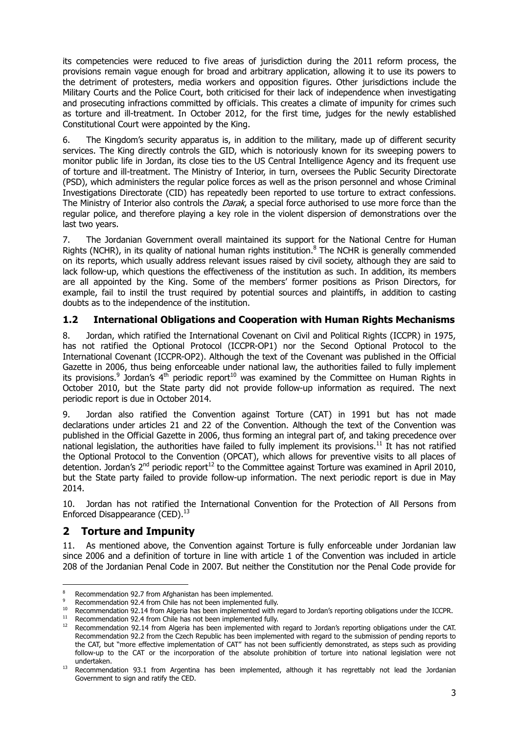its competencies were reduced to five areas of jurisdiction during the 2011 reform process, the provisions remain vague enough for broad and arbitrary application, allowing it to use its powers to the detriment of protesters, media workers and opposition figures. Other jurisdictions include the Military Courts and the Police Court, both criticised for their lack of independence when investigating and prosecuting infractions committed by officials. This creates a climate of impunity for crimes such as torture and ill-treatment. In October 2012, for the first time, judges for the newly established Constitutional Court were appointed by the King.

6. The Kingdom's security apparatus is, in addition to the military, made up of different security services. The King directly controls the GID, which is notoriously known for its sweeping powers to monitor public life in Jordan, its close ties to the US Central Intelligence Agency and its frequent use of torture and ill-treatment. The Ministry of Interior, in turn, oversees the Public Security Directorate (PSD), which administers the regular police forces as well as the prison personnel and whose Criminal Investigations Directorate (CID) has repeatedly been reported to use torture to extract confessions. The Ministry of Interior also controls the *Darak*, a special force authorised to use more force than the regular police, and therefore playing a key role in the violent dispersion of demonstrations over the last two years.

7. The Jordanian Government overall maintained its support for the National Centre for Human Rights (NCHR), in its quality of national human rights institution.[8] The NCHR is generally commended on its reports, which usually address relevant issues raised by civil society, although they are said to lack follow-up, which questions the effectiveness of the institution as such. In addition, its members are all appointed by the King. Some of the members' former positions as Prison Directors, for example, fail to instil the trust required by potential sources and plaintiffs, in addition to casting doubts as to the independence of the institution.

### 1.2 International Obligations and Cooperation with Human Rights Mechanisms

8. Jordan, which ratified the International Covenant on Civil and Political Rights (ICCPR) in 1975, has not ratified the Optional Protocol (ICCPR-OP1) nor the Second Optional Protocol to the International Covenant (ICCPR-OP2). Although the text of the Covenant was published in the Official Gazette in 2006, thus being enforceable under national law, the authorities failed to fully implement its provisions.[9] Jordan's 4th periodic report[10] was examined by the Committee on Human Rights in October 2010, but the State party did not provide follow-up information as required. The next periodic report is due in October 2014.

9. Jordan also ratified the Convention against Torture (CAT) in 1991 but has not made declarations under articles 21 and 22 of the Convention. Although the text of the Convention was published in the Official Gazette in 2006, thus forming an integral part of, and taking precedence over national legislation, the authorities have failed to fully implement its provisions.[11] It has not ratified the Optional Protocol to the Convention (OPCAT), which allows for preventive visits to all places of detention. Jordan's 2nd periodic report[12] to the Committee against Torture was examined in April 2010, but the State party failed to provide follow-up information. The next periodic report is due in May 2014.

10. Jordan has not ratified the International Convention for the Protection of All Persons from Enforced Disappearance (CED).[13]

## 2 Torture and Impunity

11. As mentioned above, the Convention against Torture is fully enforceable under Jordanian law since 2006 and a definition of torture in line with article 1 of the Convention was included in article 208 of the Jordanian Penal Code in 2007. But neither the Constitution nor the Penal Code provide for

---

[8] Recommendation 92.7 from Afghanistan has been implemented.

[9] Recommendation 92.4 from Chile has not been implemented fully.

[10] Recommendation 92.14 from Algeria has been implemented with regard to Jordan's reporting obligations under the ICCPR.

[11] Recommendation 92.4 from Chile has not been implemented fully.

[12] Recommendation 92.14 from Algeria has been implemented with regard to Jordan's reporting obligations under the CAT. Recommendation 92.2 from the Czech Republic has been implemented with regard to the submission of pending reports to the CAT, but "more effective implementation of CAT" has not been sufficiently demonstrated, as steps such as providing follow-up to the CAT or the incorporation of the absolute prohibition of torture into national legislation were not undertaken.

[13] Recommendation 93.1 from Argentina has been implemented, although it has regrettably not lead the Jordanian Government to sign and ratify the CED.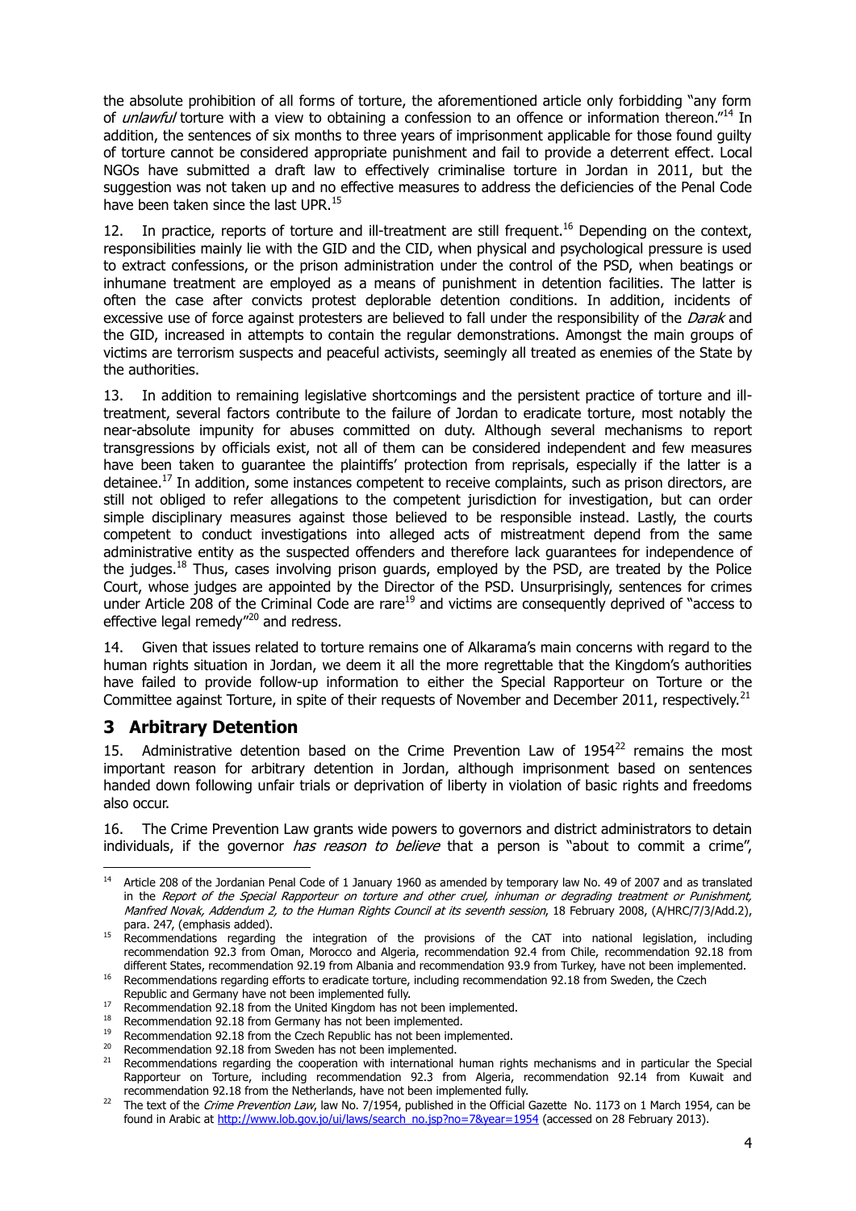the absolute prohibition of all forms of torture, the aforementioned article only forbidding "any form of *unlawful* torture with a view to obtaining a confession to an offence or information thereon."[14] In addition, the sentences of six months to three years of imprisonment applicable for those found guilty of torture cannot be considered appropriate punishment and fail to provide a deterrent effect. Local NGOs have submitted a draft law to effectively criminalise torture in Jordan in 2011, but the suggestion was not taken up and no effective measures to address the deficiencies of the Penal Code have been taken since the last UPR.[15]

12. In practice, reports of torture and ill-treatment are still frequent.[16] Depending on the context, responsibilities mainly lie with the GID and the CID, when physical and psychological pressure is used to extract confessions, or the prison administration under the control of the PSD, when beatings or inhumane treatment are employed as a means of punishment in detention facilities. The latter is often the case after convicts protest deplorable detention conditions. In addition, incidents of excessive use of force against protesters are believed to fall under the responsibility of the *Darak* and the GID, increased in attempts to contain the regular demonstrations. Amongst the main groups of victims are terrorism suspects and peaceful activists, seemingly all treated as enemies of the State by the authorities.

13. In addition to remaining legislative shortcomings and the persistent practice of torture and ill-treatment, several factors contribute to the failure of Jordan to eradicate torture, most notably the near-absolute impunity for abuses committed on duty. Although several mechanisms to report transgressions by officials exist, not all of them can be considered independent and few measures have been taken to guarantee the plaintiffs' protection from reprisals, especially if the latter is a detainee.[17] In addition, some instances competent to receive complaints, such as prison directors, are still not obliged to refer allegations to the competent jurisdiction for investigation, but can order simple disciplinary measures against those believed to be responsible instead. Lastly, the courts competent to conduct investigations into alleged acts of mistreatment depend from the same administrative entity as the suspected offenders and therefore lack guarantees for independence of the judges.[18] Thus, cases involving prison guards, employed by the PSD, are treated by the Police Court, whose judges are appointed by the Director of the PSD. Unsurprisingly, sentences for crimes under Article 208 of the Criminal Code are rare[19] and victims are consequently deprived of "access to effective legal remedy"[20] and redress.

14. Given that issues related to torture remains one of Alkarama's main concerns with regard to the human rights situation in Jordan, we deem it all the more regrettable that the Kingdom's authorities have failed to provide follow-up information to either the Special Rapporteur on Torture or the Committee against Torture, in spite of their requests of November and December 2011, respectively.[21]

# 3 Arbitrary Detention

15. Administrative detention based on the Crime Prevention Law of 1954[22] remains the most important reason for arbitrary detention in Jordan, although imprisonment based on sentences handed down following unfair trials or deprivation of liberty in violation of basic rights and freedoms also occur.

16. The Crime Prevention Law grants wide powers to governors and district administrators to detain individuals, if the governor *has reason to believe* that a person is "about to commit a crime",

---

[14] Article 208 of the Jordanian Penal Code of 1 January 1960 as amended by temporary law No. 49 of 2007 and as translated in the *Report of the Special Rapporteur on torture and other cruel, inhuman or degrading treatment or Punishment, Manfred Novak, Addendum 2, to the Human Rights Council at its seventh session*, 18 February 2008, (A/HRC/7/3/Add.2), para. 247, (emphasis added).

[15] Recommendations regarding the integration of the provisions of the CAT into national legislation, including recommendation 92.3 from Oman, Morocco and Algeria, recommendation 92.4 from Chile, recommendation 92.18 from different States, recommendation 92.19 from Albania and recommendation 93.9 from Turkey, have not been implemented.

[16] Recommendations regarding efforts to eradicate torture, including recommendation 92.18 from Sweden, the Czech Republic and Germany have not been implemented fully.

[17] Recommendation 92.18 from the United Kingdom has not been implemented.

[18] Recommendation 92.18 from Germany has not been implemented.

[19] Recommendation 92.18 from the Czech Republic has not been implemented.

[20] Recommendation 92.18 from Sweden has not been implemented.

[21] Recommendations regarding the cooperation with international human rights mechanisms and in particular the Special Rapporteur on Torture, including recommendation 92.3 from Algeria, recommendation 92.14 from Kuwait and recommendation 92.18 from the Netherlands, have not been implemented fully.

[22] The text of the *Crime Prevention Law*, law No. 7/1954, published in the Official Gazette No. 1173 on 1 March 1954, can be found in Arabic at http://www.lob.gov.jo/ui/laws/search_no.jsp?no=7&year=1954 (accessed on 28 February 2013).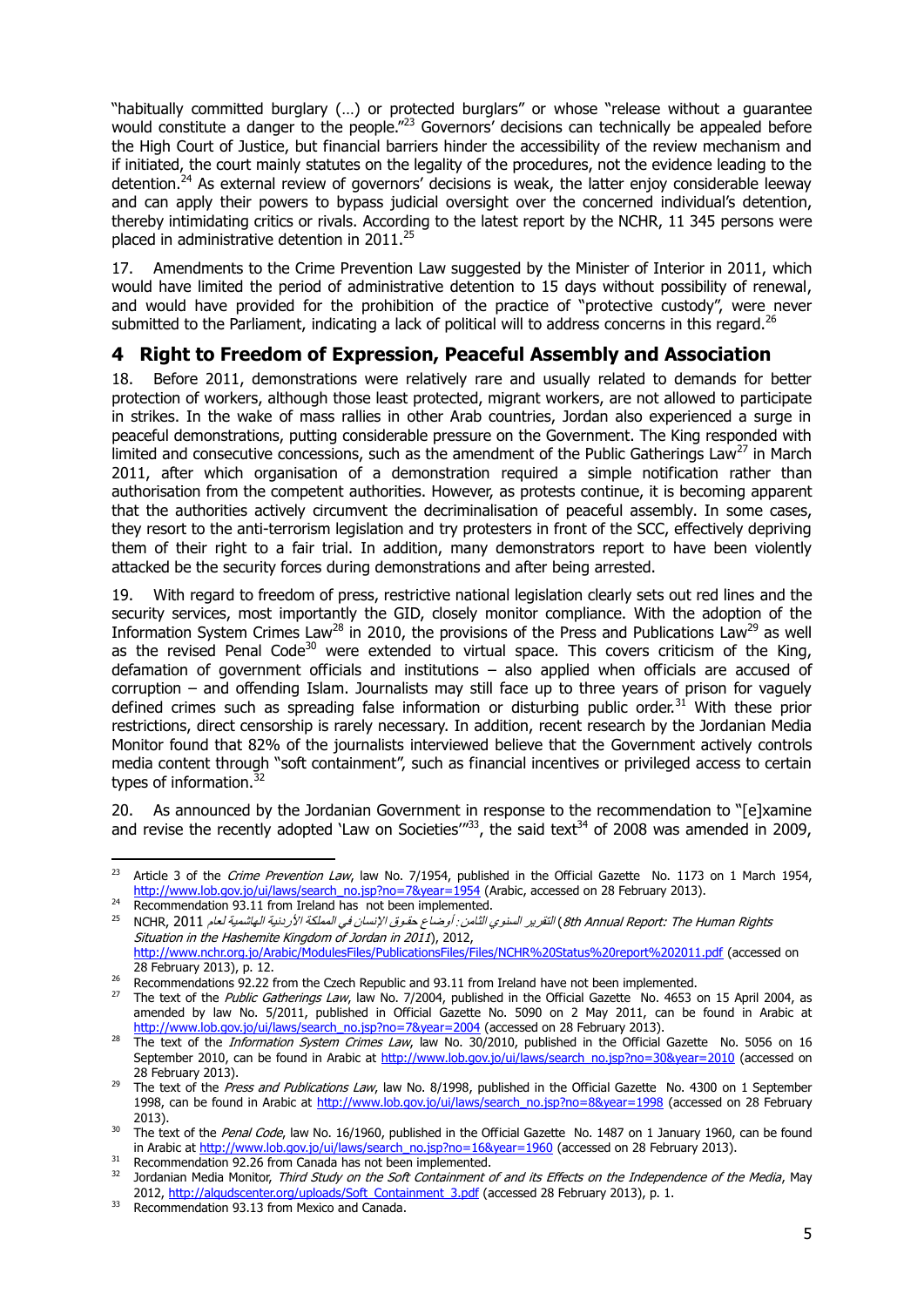"habitually committed burglary (…) or protected burglars" or whose "release without a guarantee would constitute a danger to the people."[23] Governors' decisions can technically be appealed before the High Court of Justice, but financial barriers hinder the accessibility of the review mechanism and if initiated, the court mainly statutes on the legality of the procedures, not the evidence leading to the detention.[24] As external review of governors' decisions is weak, the latter enjoy considerable leeway and can apply their powers to bypass judicial oversight over the concerned individual's detention, thereby intimidating critics or rivals. According to the latest report by the NCHR, 11 345 persons were placed in administrative detention in 2011.[25]

17. Amendments to the Crime Prevention Law suggested by the Minister of Interior in 2011, which would have limited the period of administrative detention to 15 days without possibility of renewal, and would have provided for the prohibition of the practice of "protective custody", were never submitted to the Parliament, indicating a lack of political will to address concerns in this regard.[26]

## 4 Right to Freedom of Expression, Peaceful Assembly and Association

18. Before 2011, demonstrations were relatively rare and usually related to demands for better protection of workers, although those least protected, migrant workers, are not allowed to participate in strikes. In the wake of mass rallies in other Arab countries, Jordan also experienced a surge in peaceful demonstrations, putting considerable pressure on the Government. The King responded with limited and consecutive concessions, such as the amendment of the Public Gatherings Law[27] in March 2011, after which organisation of a demonstration required a simple notification rather than authorisation from the competent authorities. However, as protests continue, it is becoming apparent that the authorities actively circumvent the decriminalisation of peaceful assembly. In some cases, they resort to the anti-terrorism legislation and try protesters in front of the SCC, effectively depriving them of their right to a fair trial. In addition, many demonstrators report to have been violently attacked be the security forces during demonstrations and after being arrested.

19. With regard to freedom of press, restrictive national legislation clearly sets out red lines and the security services, most importantly the GID, closely monitor compliance. With the adoption of the Information System Crimes Law[28] in 2010, the provisions of the Press and Publications Law[29] as well as the revised Penal Code[30] were extended to virtual space. This covers criticism of the King, defamation of government officials and institutions – also applied when officials are accused of corruption – and offending Islam. Journalists may still face up to three years of prison for vaguely defined crimes such as spreading false information or disturbing public order.[31] With these prior restrictions, direct censorship is rarely necessary. In addition, recent research by the Jordanian Media Monitor found that 82% of the journalists interviewed believe that the Government actively controls media content through "soft containment", such as financial incentives or privileged access to certain types of information.[32]

20. As announced by the Jordanian Government in response to the recommendation to "[e]xamine and revise the recently adopted 'Law on Societies'"[33], the said text[34] of 2008 was amended in 2009,

---

[23] Article 3 of the *Crime Prevention Law*, law No. 7/1954, published in the Official Gazette No. 1173 on 1 March 1954, http://www.lob.gov.jo/ui/laws/search_no.jsp?no=7&year=1954 (Arabic, accessed on 28 February 2013).

[24] Recommendation 93.11 from Ireland has not been implemented.

[25] NCHR, 2011 التقرير السنوي الثامن: أوضاع حقوق الإنسان في المملكة الأردنية الهاشمية لعام (*8th Annual Report: The Human Rights Situation in the Hashemite Kingdom of Jordan in 2011*), 2012, http://www.nchr.org.jo/Arabic/ModulesFiles/PublicationsFiles/Files/NCHR%20Status%20report%202011.pdf (accessed on 28 February 2013), p. 12.

[26] Recommendations 92.22 from the Czech Republic and 93.11 from Ireland have not been implemented.

[27] The text of the *Public Gatherings Law*, law No. 7/2004, published in the Official Gazette No. 4653 on 15 April 2004, as amended by law No. 5/2011, published in Official Gazette No. 5090 on 2 May 2011, can be found in Arabic at http://www.lob.gov.jo/ui/laws/search_no.jsp?no=7&year=2004 (accessed on 28 February 2013).

[28] The text of the *Information System Crimes Law*, law No. 30/2010, published in the Official Gazette No. 5056 on 16 September 2010, can be found in Arabic at http://www.lob.gov.jo/ui/laws/search_no.jsp?no=30&year=2010 (accessed on 28 February 2013).

[29] The text of the *Press and Publications Law*, law No. 8/1998, published in the Official Gazette No. 4300 on 1 September 1998, can be found in Arabic at http://www.lob.gov.jo/ui/laws/search_no.jsp?no=8&year=1998 (accessed on 28 February 2013).

[30] The text of the *Penal Code*, law No. 16/1960, published in the Official Gazette No. 1487 on 1 January 1960, can be found in Arabic at http://www.lob.gov.jo/ui/laws/search_no.jsp?no=16&year=1960 (accessed on 28 February 2013).

[31] Recommendation 92.26 from Canada has not been implemented.

[32] Jordanian Media Monitor, *Third Study on the Soft Containment of and its Effects on the Independence of the Media*, May 2012, http://alqudscenter.org/uploads/Soft_Containment_3.pdf (accessed 28 February 2013), p. 1.

[33] Recommendation 93.13 from Mexico and Canada.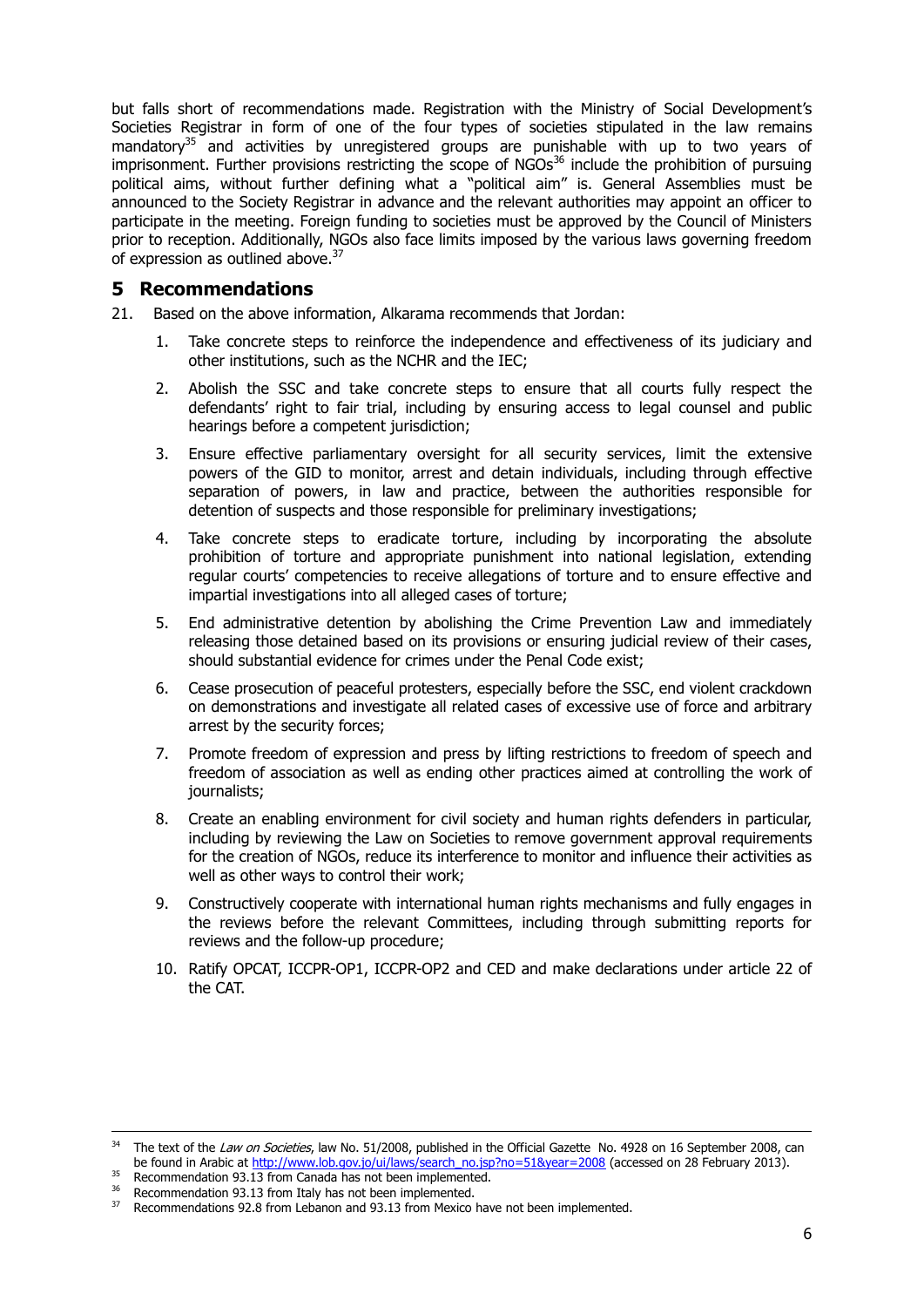but falls short of recommendations made. Registration with the Ministry of Social Development's Societies Registrar in form of one of the four types of societies stipulated in the law remains mandatory[35] and activities by unregistered groups are punishable with up to two years of imprisonment. Further provisions restricting the scope of NGOs[36] include the prohibition of pursuing political aims, without further defining what a "political aim" is. General Assemblies must be announced to the Society Registrar in advance and the relevant authorities may appoint an officer to participate in the meeting. Foreign funding to societies must be approved by the Council of Ministers prior to reception. Additionally, NGOs also face limits imposed by the various laws governing freedom of expression as outlined above.[37]

## 5 Recommendations

21. Based on the above information, Alkarama recommends that Jordan:

    1. Take concrete steps to reinforce the independence and effectiveness of its judiciary and other institutions, such as the NCHR and the IEC;
    2. Abolish the SSC and take concrete steps to ensure that all courts fully respect the defendants' right to fair trial, including by ensuring access to legal counsel and public hearings before a competent jurisdiction;
    3. Ensure effective parliamentary oversight for all security services, limit the extensive powers of the GID to monitor, arrest and detain individuals, including through effective separation of powers, in law and practice, between the authorities responsible for detention of suspects and those responsible for preliminary investigations;
    4. Take concrete steps to eradicate torture, including by incorporating the absolute prohibition of torture and appropriate punishment into national legislation, extending regular courts' competencies to receive allegations of torture and to ensure effective and impartial investigations into all alleged cases of torture;
    5. End administrative detention by abolishing the Crime Prevention Law and immediately releasing those detained based on its provisions or ensuring judicial review of their cases, should substantial evidence for crimes under the Penal Code exist;
    6. Cease prosecution of peaceful protesters, especially before the SSC, end violent crackdown on demonstrations and investigate all related cases of excessive use of force and arbitrary arrest by the security forces;
    7. Promote freedom of expression and press by lifting restrictions to freedom of speech and freedom of association as well as ending other practices aimed at controlling the work of journalists;
    8. Create an enabling environment for civil society and human rights defenders in particular, including by reviewing the Law on Societies to remove government approval requirements for the creation of NGOs, reduce its interference to monitor and influence their activities as well as other ways to control their work;
    9. Constructively cooperate with international human rights mechanisms and fully engages in the reviews before the relevant Committees, including through submitting reports for reviews and the follow-up procedure;
    10. Ratify OPCAT, ICCPR-OP1, ICCPR-OP2 and CED and make declarations under article 22 of the CAT.

---

[34] The text of the *Law on Societies*, law No. 51/2008, published in the Official Gazette No. 4928 on 16 September 2008, can be found in Arabic at http://www.lob.gov.jo/ui/laws/search_no.jsp?no=51&year=2008 (accessed on 28 February 2013).

[35] Recommendation 93.13 from Canada has not been implemented.

[36] Recommendation 93.13 from Italy has not been implemented.

[37] Recommendations 92.8 from Lebanon and 93.13 from Mexico have not been implemented.